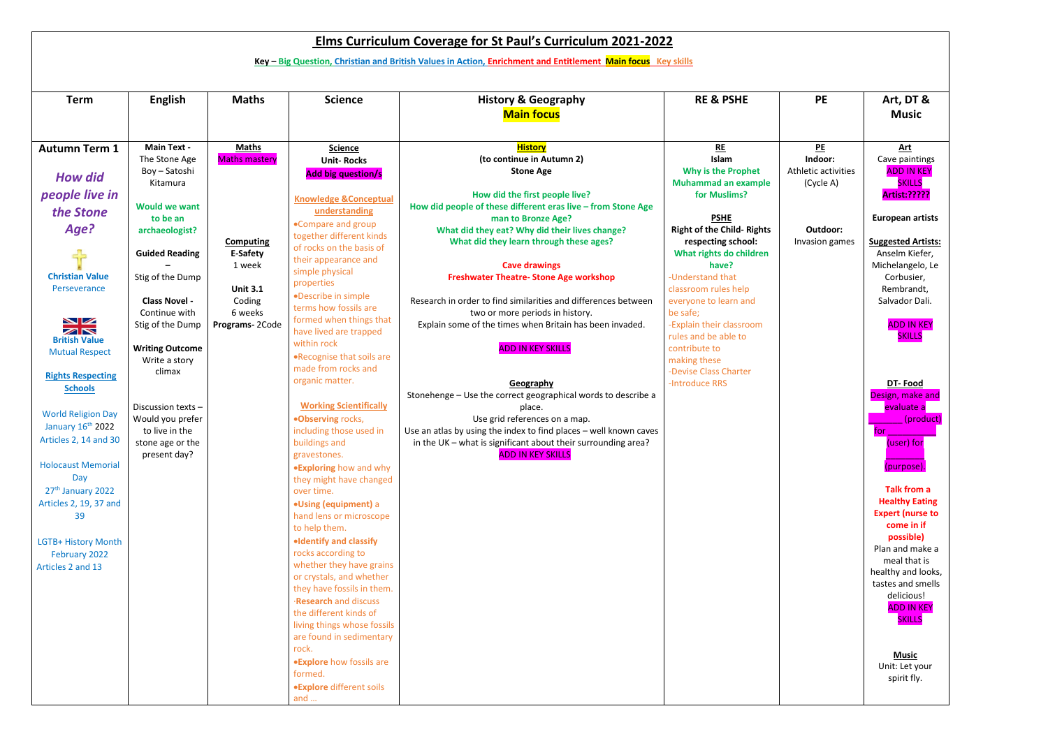# Elms Curriculum Coverage for St Paul's Curriculum 2021-2022

**Key – Big Question, Christian and British Values in Action, Enrichment and Entitlement Main focus Key skills**

| Term | English | Maths | Science | History & Geography **Main focus** | RE & PSHE | PE | Art, DT & Music |
|---|---|---|---|---|---|---|---|
| **Autumn Term 1**<br><br>***How did people live in the Stone Age?***<br><br>**Christian Value**<br>Perseverance<br><br>**British Value**<br>Mutual Respect<br><br>**Rights Respecting Schools**<br><br>World Religion Day January 16th 2022<br>Articles 2, 14 and 30<br><br>Holocaust Memorial Day<br>27th January 2022<br>Articles 2, 19, 37 and 39<br><br>LGTB+ History Month February 2022<br>Articles 2 and 13 | **Main Text -** The Stone Age Boy – Satoshi Kitamura<br><br>**Would we want to be an archaeologist?**<br><br>**Guided Reading –** Stig of the Dump<br><br>**Class Novel -** Continue with Stig of the Dump<br><br>**Writing Outcome**<br>Write a story climax<br><br>Discussion texts – Would you prefer to live in the stone age or the present day? | **Maths**<br>Maths mastery<br><br>**Computing**<br>**E-Safety**<br>1 week<br><br>**Unit 3.1**<br>Coding<br>6 weeks<br>**Programs-** 2Code | **Science**<br>**Unit- Rocks**<br>**Add big question/s**<br><br>**Knowledge &Conceptual understanding**<br>•Compare and group together different kinds of rocks on the basis of their appearance and simple physical properties<br>•Describe in simple terms how fossils are formed when things that have lived are trapped within rock<br>•Recognise that soils are made from rocks and organic matter.<br><br>**Working Scientifically**<br>•**Observing** rocks, including those used in buildings and gravestones.<br>•**Exploring** how and why they might have changed over time.<br>•**Using (equipment)** a hand lens or microscope to help them.<br>•**Identify and classify** rocks according to whether they have grains or crystals, and whether they have fossils in them.<br>-**Research** and discuss the different kinds of living things whose fossils are found in sedimentary rock.<br>•**Explore** how fossils are formed.<br>•**Explore** different soils and … | **History**<br>**(to continue in Autumn 2)**<br>**Stone Age**<br><br>**How did the first people live?**<br>**How did people of these different eras live – from Stone Age man to Bronze Age?**<br>**What did they eat? Why did their lives change?**<br>**What did they learn through these ages?**<br><br>**Cave drawings**<br>**Freshwater Theatre- Stone Age workshop**<br><br>Research in order to find similarities and differences between two or more periods in history.<br>Explain some of the times when Britain has been invaded.<br><br>ADD IN KEY SKILLS<br><br>**Geography**<br>Stonehenge – Use the correct geographical words to describe a place.<br>Use grid references on a map.<br>Use an atlas by using the index to find places – well known caves in the UK – what is significant about their surrounding area?<br>ADD IN KEY SKILLS | **RE**<br>**Islam**<br>**Why is the Prophet Muhammad an example for Muslims?**<br><br>**PSHE**<br>**Right of the Child- Rights respecting school:**<br>**What rights do children have?**<br>-Understand that classroom rules help everyone to learn and be safe;<br>-Explain their classroom rules and be able to contribute to making these<br>-Devise Class Charter<br>-Introduce RRS | **PE**<br>**Indoor:**<br>Athletic activities (Cycle A)<br><br>**Outdoor:**<br>Invasion games | **Art**<br>Cave paintings<br>ADD IN KEY SKILLS<br>**Artist:?????**<br><br>**European artists**<br><br>**Suggested Artists:**<br>Anselm Kiefer, Michelangelo, Le Corbusier, Rembrandt, Salvador Dali.<br><br>ADD IN KEY SKILLS<br><br>**DT- Food**<br>Design, make and evaluate a _______ (product) for _________ (user) for _________ (purpose).<br><br>**Talk from a Healthy Eating Expert (nurse to come in if possible)**<br>Plan and make a meal that is healthy and looks, tastes and smells delicious!<br>ADD IN KEY SKILLS<br><br>**Music**<br>Unit: Let your spirit fly. |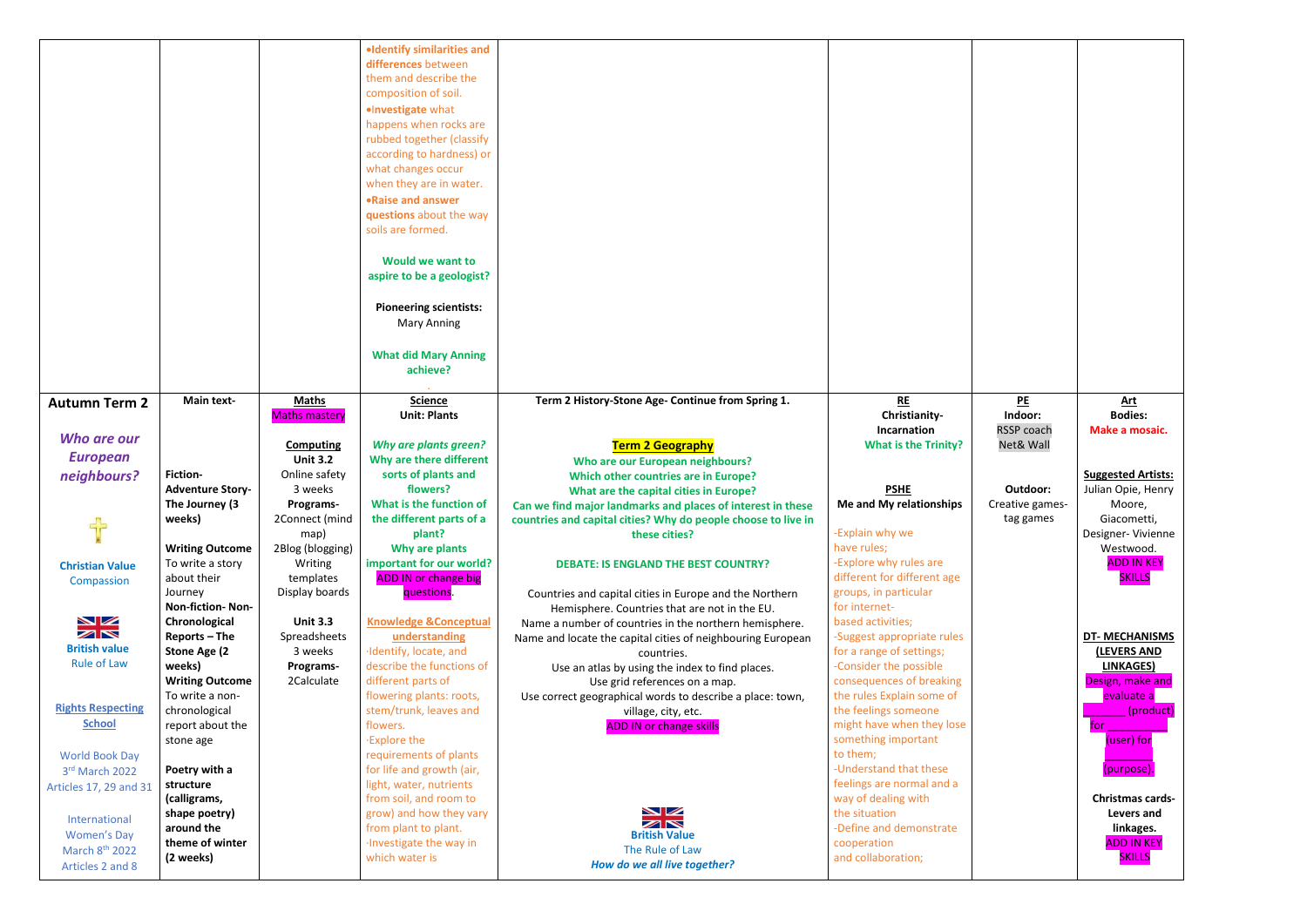| | | | | | | | |
|---|---|---|---|---|---|---|---|
| | | | •**Identify similarities and differences** between them and describe the composition of soil.<br>•**Investigate** what happens when rocks are rubbed together (classify according to hardness) or what changes occur when they are in water.<br>•**Raise and answer questions** about the way soils are formed.<br><br>**Would we want to aspire to be a geologist?**<br><br>**Pioneering scientists:**<br>Mary Anning<br><br>**What did Mary Anning achieve?** | | | | |
| **Autumn Term 2**<br><br>***Who are our European neighbours?***<br><br>**Christian Value**<br>Compassion<br><br>**British value**<br>Rule of Law<br><br>**Rights Respecting School**<br><br>World Book Day<br>3rd March 2022<br>Articles 17, 29 and 31<br><br>International Women's Day<br>March 8th 2022<br>Articles 2 and 8 | **Main text-**<br><br>**Fiction- Adventure Story- The Journey (3 weeks)**<br><br>**Writing Outcome**<br>To write a story about their Journey<br>**Non-fiction- Non-Chronological Reports – The Stone Age (2 weeks)**<br>**Writing Outcome**<br>To write a non-chronological report about the stone age<br><br>**Poetry with a structure (calligrams, shape poetry) around the theme of winter (2 weeks)** | **Maths**<br>Maths mastery<br><br>**Computing**<br>**Unit 3.2**<br>Online safety<br>3 weeks<br>**Programs-**<br>2Connect (mind map)<br>2Blog (blogging)<br>Writing templates<br>Display boards<br><br>**Unit 3.3**<br>Spreadsheets<br>3 weeks<br>**Programs-**<br>2Calculate | **Science**<br>**Unit: Plants**<br><br>***Why are plants green?***<br>**Why are there different sorts of plants and flowers?**<br>**What is the function of the different parts of a plant?**<br>**Why are plants important for our world?**<br>ADD IN or change big questions.<br><br>**Knowledge &Conceptual understanding**<br>·Identify, locate, and describe the functions of different parts of flowering plants: roots, stem/trunk, leaves and flowers.<br>·Explore the requirements of plants for life and growth (air, light, water, nutrients from soil, and room to grow) and how they vary from plant to plant.<br>·Investigate the way in which water is | **Term 2 History-Stone Age- Continue from Spring 1.**<br><br>**Term 2 Geography**<br>**Who are our European neighbours?**<br>**Which other countries are in Europe?**<br>**What are the capital cities in Europe?**<br>**Can we find major landmarks and places of interest in these countries and capital cities? Why do people choose to live in these cities?**<br><br>**DEBATE: IS ENGLAND THE BEST COUNTRY?**<br><br>Countries and capital cities in Europe and the Northern Hemisphere. Countries that are not in the EU.<br>Name a number of countries in the northern hemisphere.<br>Name and locate the capital cities of neighbouring European countries.<br>Use an atlas by using the index to find places.<br>Use grid references on a map.<br>Use correct geographical words to describe a place: town, village, city, etc.<br>ADD IN or change skills<br><br>**British Value**<br>The Rule of Law<br>***How do we all live together?*** | **RE**<br>**Christianity- Incarnation**<br>**What is the Trinity?**<br><br>**PSHE**<br>**Me and My relationships**<br><br>-Explain why we have rules;<br>-Explore why rules are different for different age groups, in particular for internet-based activities;<br>-Suggest appropriate rules for a range of settings;<br>-Consider the possible consequences of breaking the rules Explain some of the feelings someone might have when they lose something important to them;<br>-Understand that these feelings are normal and a way of dealing with the situation<br>-Define and demonstrate cooperation and collaboration; | **PE**<br>**Indoor:**<br>RSSP coach<br>Net& Wall<br><br>**Outdoor:**<br>Creative games- tag games | **Art**<br>**Bodies:**<br>**Make a mosaic.**<br><br>**Suggested Artists:**<br>Julian Opie, Henry Moore, Giacometti, Designer- Vivienne Westwood.<br>ADD IN KEY SKILLS<br><br>**DT- MECHANISMS (LEVERS AND LINKAGES)**<br>Design, make and evaluate a ________ (product) for __________ (user) for ________ (purpose).<br><br>**Christmas cards- Levers and linkages.**<br>ADD IN KEY SKILLS |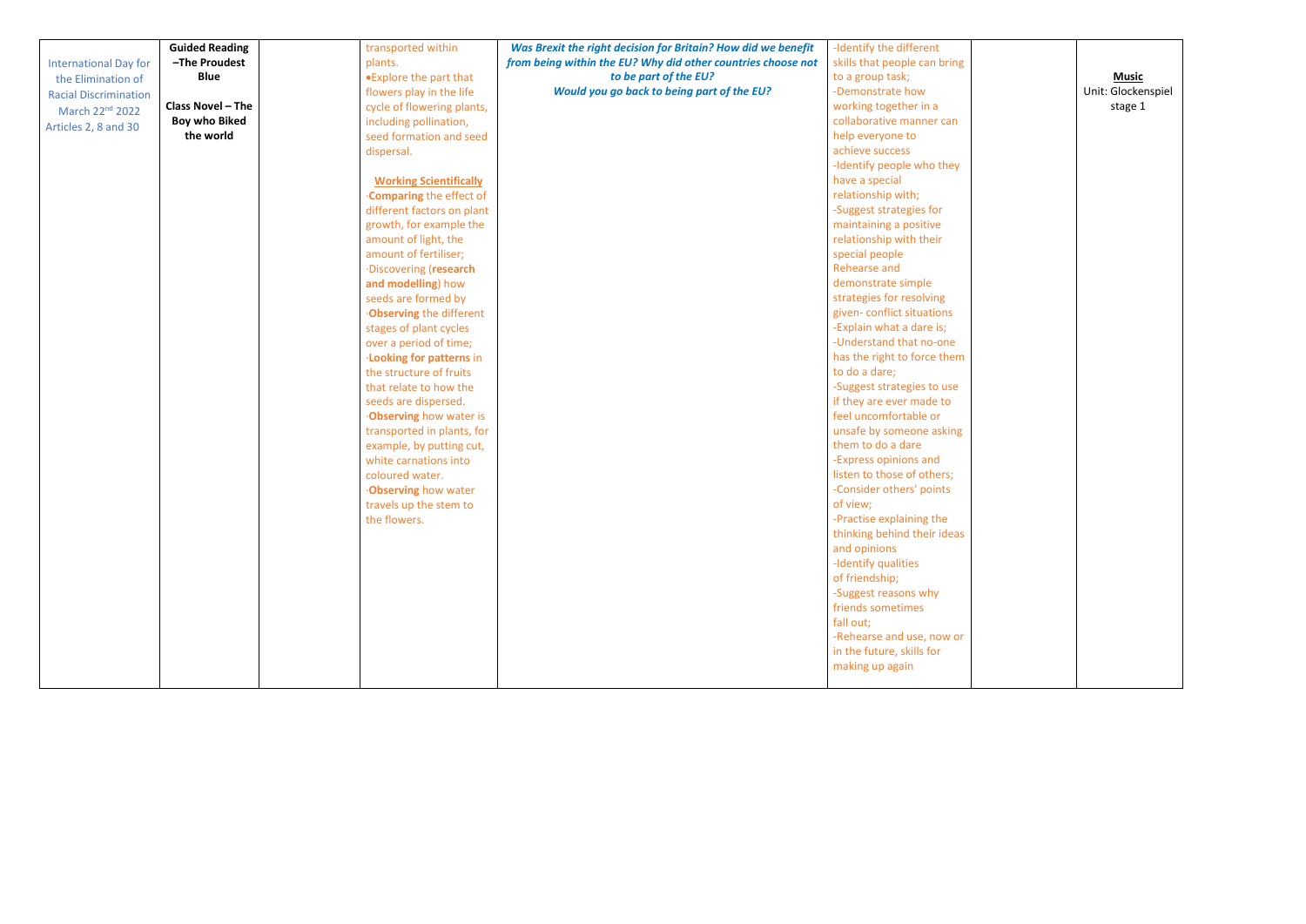| | | | | | | | |
|---|---|---|---|---|---|---|---|
| International Day for the Elimination of Racial Discrimination March 22nd 2022 Articles 2, 8 and 30 | **Guided Reading –The Proudest Blue**<br><br>**Class Novel – The Boy who Biked the world** | | transported within plants.<br>•Explore the part that flowers play in the life cycle of flowering plants, including pollination, seed formation and seed dispersal.<br><br>**Working Scientifically**<br>·**Comparing** the effect of different factors on plant growth, for example the amount of light, the amount of fertiliser;<br>·Discovering (**research and modelling**) how seeds are formed by<br>·**Observing** the different stages of plant cycles over a period of time;<br>·**Looking for patterns** in the structure of fruits that relate to how the seeds are dispersed.<br>·**Observing** how water is transported in plants, for example, by putting cut, white carnations into coloured water.<br>·**Observing** how water travels up the stem to the flowers. | ***Was Brexit the right decision for Britain? How did we benefit from being within the EU? Why did other countries choose not to be part of the EU?***<br>***Would you go back to being part of the EU?*** | -Identify the different skills that people can bring to a group task;<br>-Demonstrate how working together in a collaborative manner can help everyone to achieve success<br>-Identify people who they have a special relationship with;<br>-Suggest strategies for maintaining a positive relationship with their special people<br>Rehearse and demonstrate simple strategies for resolving given- conflict situations<br>-Explain what a dare is;<br>-Understand that no-one has the right to force them to do a dare;<br>-Suggest strategies to use if they are ever made to feel uncomfortable or unsafe by someone asking them to do a dare<br>-Express opinions and listen to those of others;<br>-Consider others' points of view;<br>-Practise explaining the thinking behind their ideas and opinions<br>-Identify qualities of friendship;<br>-Suggest reasons why friends sometimes fall out;<br>-Rehearse and use, now or in the future, skills for making up again | | **Music**<br>Unit: Glockenspiel stage 1 |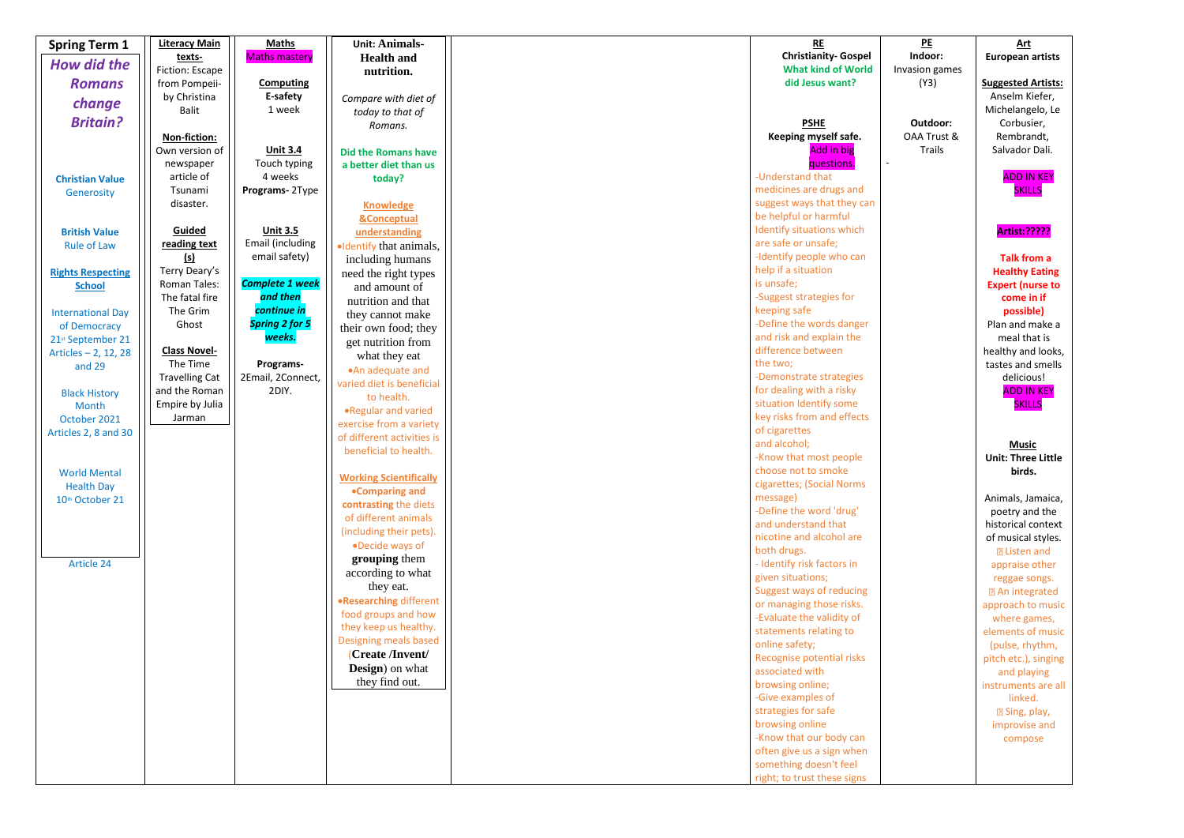| Spring Term 1 | Literacy Main texts- | Maths | Unit: Animals- Health and nutrition. | | RE | PE | Art |
|---|---|---|---|---|---|---|---|
| ***How did the Romans change Britain?***<br><br>**Christian Value**<br>Generosity<br><br>**British Value**<br>Rule of Law<br><br>**Rights Respecting School**<br><br>International Day of Democracy<br>21st September 21<br>Articles – 2, 12, 28 and 29<br><br>Black History Month<br>October 2021<br>Articles 2, 8 and 30<br><br>World Mental Health Day<br>10th October 21<br><br>Article 24 | Fiction: Escape from Pompeii- by Christina Balit<br><br>**Non-fiction:**<br>Own version of newspaper article of Tsunami disaster.<br><br>**Guided reading text (s)**<br>Terry Deary's Roman Tales: The fatal fire The Grim Ghost<br><br>**Class Novel-**<br>The Time Travelling Cat and the Roman Empire by Julia Jarman | Maths mastery<br><br>**Computing**<br>**E-safety**<br>1 week<br><br>**Unit 3.4**<br>Touch typing<br>4 weeks<br>**Programs-** 2Type<br><br>**Unit 3.5**<br>Email (including email safety)<br><br>***Complete 1 week and then continue in Spring 2 for 5 weeks.***<br><br>**Programs-**<br>2Email, 2Connect, 2DIY. | *Compare with diet of today to that of Romans.*<br><br>**Did the Romans have a better diet than us today?**<br><br>**Knowledge &Conceptual understanding**<br>•Identify that animals, including humans need the right types and amount of nutrition and that they cannot make their own food; they get nutrition from what they eat<br>•An adequate and varied diet is beneficial to health.<br>•Regular and varied exercise from a variety of different activities is beneficial to health.<br><br>**Working Scientifically**<br>•**Comparing and contrasting** the diets of different animals (including their pets).<br>•Decide ways of **grouping** them according to what they eat.<br>•**Researching** different food groups and how they keep us healthy. Designing meals based (**Create /Invent/ Design**) on what they find out. | | **Christianity- Gospel**<br>**What kind of World did Jesus want?**<br><br>**PSHE**<br>**Keeping myself safe.**<br>Add in big questions.<br>-Understand that medicines are drugs and suggest ways that they can be helpful or harmful<br>Identify situations which are safe or unsafe;<br>-Identify people who can help if a situation is unsafe;<br>-Suggest strategies for keeping safe<br>-Define the words danger and risk and explain the difference between the two;<br>-Demonstrate strategies for dealing with a risky situation Identify some key risks from and effects of cigarettes and alcohol;<br>-Know that most people choose not to smoke cigarettes; (Social Norms message)<br>-Define the word 'drug' and understand that nicotine and alcohol are both drugs.<br>- Identify risk factors in given situations;<br>Suggest ways of reducing or managing those risks.<br>-Evaluate the validity of statements relating to online safety;<br>Recognise potential risks associated with browsing online;<br>-Give examples of strategies for safe browsing online<br>-Know that our body can often give us a sign when something doesn't feel right; to trust these signs | **Indoor:**<br>Invasion games (Y3)<br><br>**Outdoor:**<br>OAA Trust & Trails<br><br>- | **European artists**<br><br>**Suggested Artists:**<br>Anselm Kiefer, Michelangelo, Le Corbusier, Rembrandt, Salvador Dalí.<br><br>ADD IN KEY SKILLS<br><br>**Artist:?????**<br><br>**Talk from a Healthy Eating Expert (nurse to come in if possible)**<br>Plan and make a meal that is healthy and looks, tastes and smells delicious!<br>ADD IN KEY SKILLS<br><br>**Music**<br>**Unit: Three Little birds.**<br><br>Animals, Jamaica, poetry and the historical context of musical styles.<br>• Listen and appraise other reggae songs.<br>• An integrated approach to music where games, elements of music (pulse, rhythm, pitch etc.), singing and playing instruments are all linked.<br>• Sing, play, improvise and compose |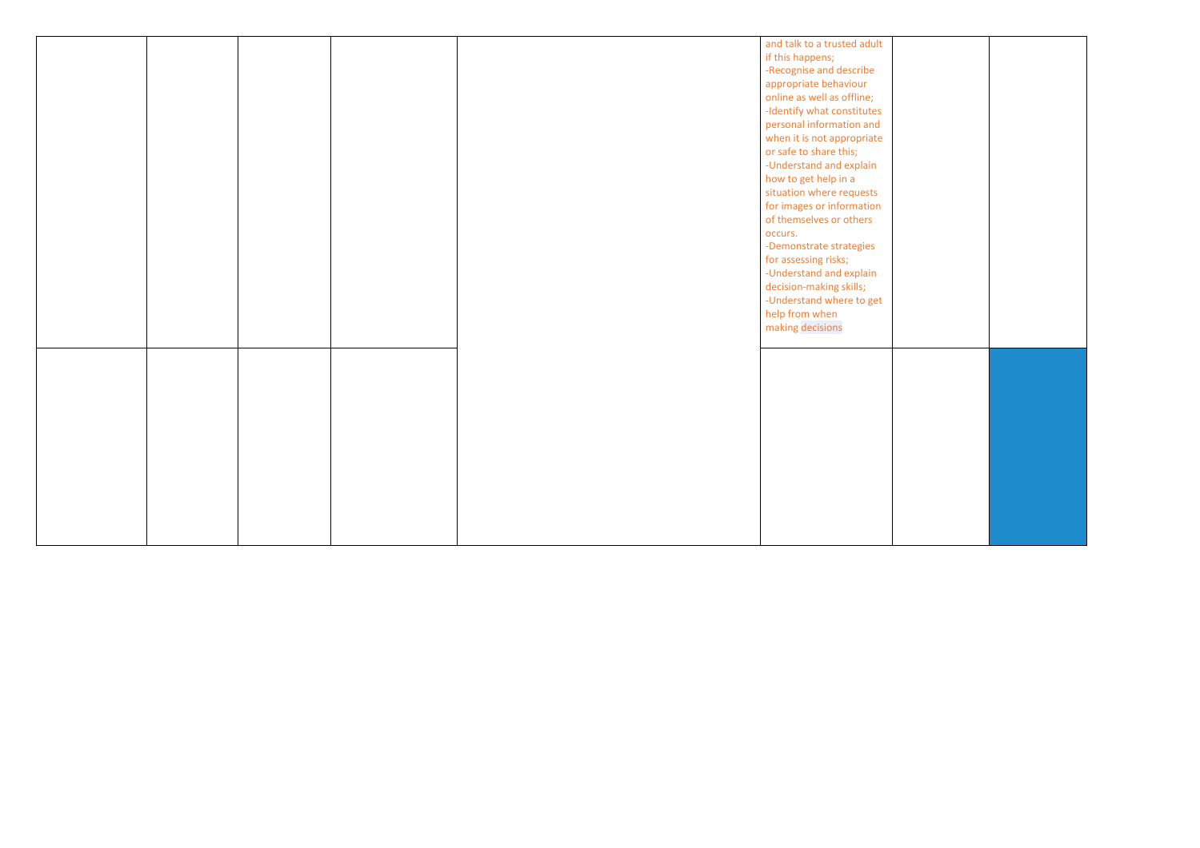| | | | | | | | |
|---|---|---|---|---|---|---|---|
| | | | | | and talk to a trusted adult if this happens;<br>-Recognise and describe appropriate behaviour online as well as offline;<br>-Identify what constitutes personal information and when it is not appropriate or safe to share this;<br>-Understand and explain how to get help in a situation where requests for images or information of themselves or others occurs.<br>-Demonstrate strategies for assessing risks;<br>-Understand and explain decision-making skills;<br>-Understand where to get help from when making decisions | | |
| | | | | | | | |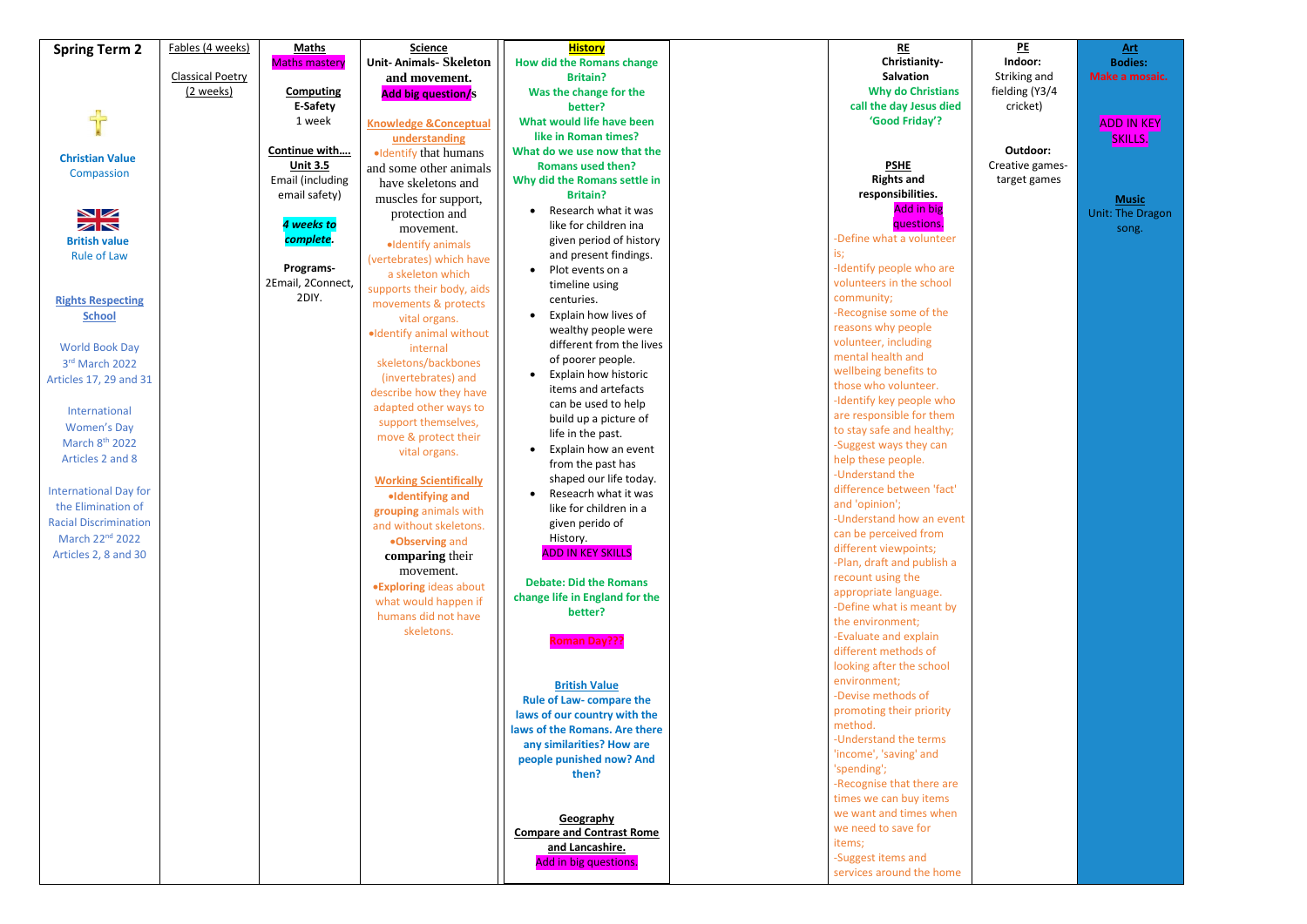| Spring Term 2 | Fables (4 weeks)<br><br>Classical Poetry (2 weeks) | Maths<br>Maths mastery<br><br>Computing<br>E-Safety<br>1 week<br><br>Continue with….<br>Unit 3.5<br>Email (including email safety)<br><br>*4 weeks to complete.*<br><br>Programs-<br>2Email, 2Connect, 2DIY. | Science<br>Unit- Animals- Skeleton and movement.<br>Add big question/s<br><br>Knowledge &Conceptual understanding<br>•Identify that humans and some other animals have skeletons and muscles for support, protection and movement.<br>•Identify animals (vertebrates) which have a skeleton which supports their body, aids movements & protects vital organs.<br>•Identify animal without internal skeletons/backbones (invertebrates) and describe how they have adapted other ways to support themselves, move & protect their vital organs.<br><br>Working Scientifically<br>•**Identifying and grouping** animals with and without skeletons.<br>•**Observing** and **comparing** their movement.<br>•**Exploring** ideas about what would happen if humans did not have skeletons. | History<br>How did the Romans change Britain?<br>Was the change for the better?<br>What would life have been like in Roman times?<br>What do we use now that the Romans used then?<br>Why did the Romans settle in Britain?<br>• Research what it was like for children ina given period of history and present findings.<br>• Plot events on a timeline using centuries.<br>• Explain how lives of wealthy people were different from the lives of poorer people.<br>• Explain how historic items and artefacts can be used to help build up a picture of life in the past.<br>• Explain how an event from the past has shaped our life today.<br>• Reseacrh what it was like for children in a given perido of History.<br>ADD IN KEY SKILLS<br><br>Debate: Did the Romans change life in England for the better?<br><br>Roman Day???<br><br>British Value<br>Rule of Law- compare the laws of our country with the laws of the Romans. Are there any similarities? How are people punished now? And then?<br><br>Geography<br>Compare and Contrast Rome and Lancashire.<br>Add in big questions. | | RE<br>Christianity- Salvation<br>Why do Christians call the day Jesus died 'Good Friday'?<br><br>PSHE<br>Rights and responsibilities.<br>Add in big questions.<br>-Define what a volunteer is;<br>-Identify people who are volunteers in the school community;<br>-Recognise some of the reasons why people volunteer, including mental health and wellbeing benefits to those who volunteer.<br>-Identify key people who are responsible for them to stay safe and healthy;<br>-Suggest ways they can help these people.<br>-Understand the difference between 'fact' and 'opinion';<br>-Understand how an event can be perceived from different viewpoints;<br>-Plan, draft and publish a recount using the appropriate language.<br>-Define what is meant by the environment;<br>-Evaluate and explain different methods of looking after the school environment;<br>-Devise methods of promoting their priority method.<br>-Understand the terms 'income', 'saving' and 'spending';<br>-Recognise that there are times we can buy items we want and times when we need to save for items;<br>-Suggest items and services around the home | PE<br>Indoor:<br>Striking and fielding (Y3/4 cricket)<br><br>Outdoor:<br>Creative games- target games | Art<br>Bodies:<br>Make a mosaic.<br><br>ADD IN KEY SKILLS.<br><br>Music<br>Unit: The Dragon song. |
|---|---|---|---|---|---|---|---|---|
| Christian Value<br>Compassion<br><br>British value<br>Rule of Law<br><br>Rights Respecting School<br><br>World Book Day<br>3rd March 2022<br>Articles 17, 29 and 31<br><br>International Women's Day<br>March 8th 2022<br>Articles 2 and 8<br><br>International Day for the Elimination of Racial Discrimination<br>March 22nd 2022<br>Articles 2, 8 and 30 | | | | | | | | |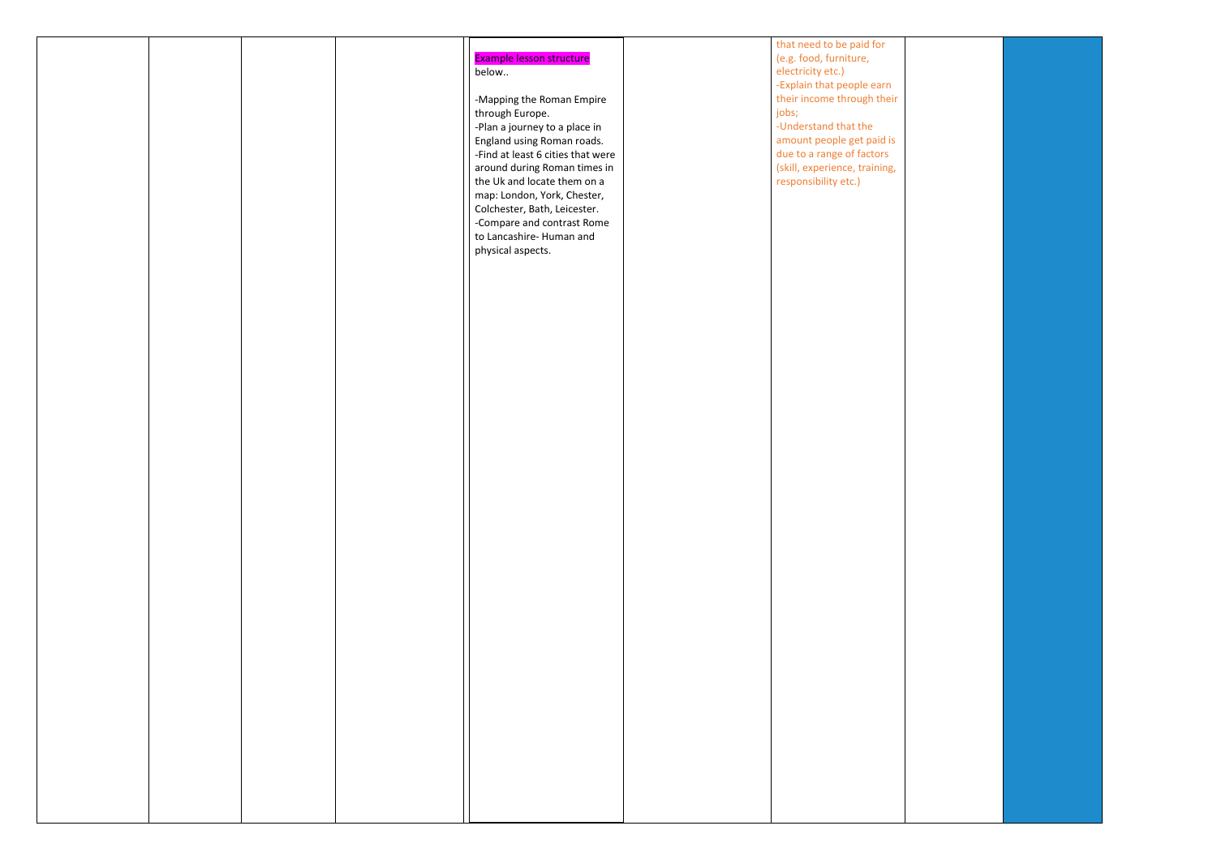|  |  |  |  |  |  |  |  |  |
|---|---|---|---|---|---|---|---|---|
|  |  |  |  | Example lesson structure below..<br><br>-Mapping the Roman Empire through Europe.<br>-Plan a journey to a place in England using Roman roads.<br>-Find at least 6 cities that were around during Roman times in the Uk and locate them on a map: London, York, Chester, Colchester, Bath, Leicester.<br>-Compare and contrast Rome to Lancashire- Human and physical aspects. |  | that need to be paid for (e.g. food, furniture, electricity etc.)<br>-Explain that people earn their income through their jobs;<br>-Understand that the amount people get paid is due to a range of factors (skill, experience, training, responsibility etc.) |  |  |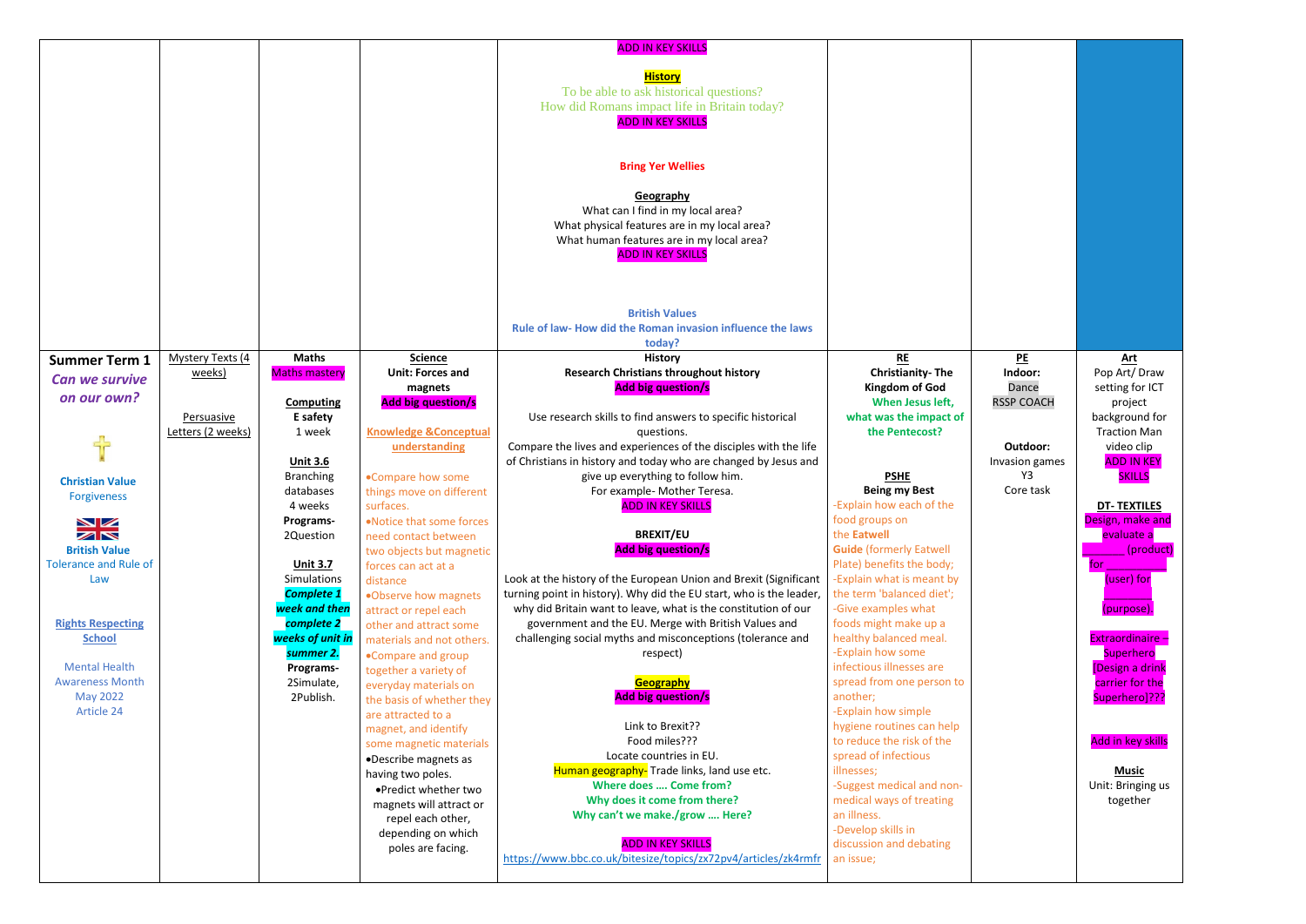| | | | | | | | |
|---|---|---|---|---|---|---|---|
| | | | | ADD IN KEY SKILLS<br><br>**History**<br>To be able to ask historical questions?<br>How did Romans impact life in Britain today?<br>ADD IN KEY SKILLS<br><br>**Bring Yer Wellies**<br><br>**Geography**<br>What can I find in my local area?<br>What physical features are in my local area?<br>What human features are in my local area?<br>ADD IN KEY SKILLS<br><br>**British Values**<br>**Rule of law- How did the Roman invasion influence the laws today?** | | | |
| **Summer Term 1**<br>***Can we survive on our own?***<br><br>**Christian Value**<br>Forgiveness<br><br>**British Value**<br>Tolerance and Rule of Law<br><br>**Rights Respecting School**<br><br>Mental Health Awareness Month May 2022<br>Article 24 | Mystery Texts (4 weeks)<br><br>Persuasive Letters (2 weeks) | **Maths**<br>Maths mastery<br><br>**Computing**<br>**E safety**<br>1 week<br><br>**Unit 3.6**<br>Branching databases<br>4 weeks<br>**Programs-**<br>2Question<br><br>**Unit 3.7**<br>Simulations<br>***Complete 1 week and then complete 2 weeks of unit in summer 2.***<br>**Programs-**<br>2Simulate, 2Publish. | **Science**<br>**Unit: Forces and magnets**<br>**Add big question/s**<br><br>**Knowledge &Conceptual understanding**<br><br>•Compare how some things move on different surfaces.<br>•Notice that some forces need contact between two objects but magnetic forces can act at a distance<br>•Observe how magnets attract or repel each other and attract some materials and not others.<br>•Compare and group together a variety of everyday materials on the basis of whether they are attracted to a magnet, and identify some magnetic materials<br>•Describe magnets as having two poles.<br>•Predict whether two magnets will attract or repel each other, depending on which poles are facing. | **History**<br>**Research Christians throughout history**<br>**Add big question/s**<br><br>Use research skills to find answers to specific historical questions.<br>Compare the lives and experiences of the disciples with the life of Christians in history and today who are changed by Jesus and give up everything to follow him.<br>For example- Mother Teresa.<br>ADD IN KEY SKILLS<br><br>**BREXIT/EU**<br>**Add big question/s**<br><br>Look at the history of the European Union and Brexit (Significant turning point in history). Why did the EU start, who is the leader, why did Britain want to leave, what is the constitution of our government and the EU. Merge with British Values and challenging social myths and misconceptions (tolerance and respect)<br><br>**Geography**<br>**Add big question/s**<br><br>Link to Brexit??<br>Food miles???<br>Locate countries in EU.<br>Human geography- Trade links, land use etc.<br>**Where does …. Come from?**<br>**Why does it come from there?**<br>**Why can't we make./grow …. Here?**<br><br>ADD IN KEY SKILLS<br>https://www.bbc.co.uk/bitesize/topics/zx72pv4/articles/zk4rmfr | **RE**<br>**Christianity- The Kingdom of God**<br>**When Jesus left, what was the impact of the Pentecost?**<br><br>**PSHE**<br>**Being my Best**<br>-Explain how each of the food groups on the **Eatwell Guide** (formerly Eatwell Plate) benefits the body;<br>-Explain what is meant by the term 'balanced diet';<br>-Give examples what foods might make up a healthy balanced meal.<br>-Explain how some infectious illnesses are spread from one person to another;<br>-Explain how simple hygiene routines can help to reduce the risk of the spread of infectious illnesses;<br>-Suggest medical and non-medical ways of treating an illness.<br>-Develop skills in discussion and debating an issue; | **PE**<br>**Indoor:**<br>Dance<br>RSSP COACH<br><br>**Outdoor:**<br>Invasion games Y3<br>Core task | **Art**<br>Pop Art/ Draw setting for ICT project background for Traction Man video clip<br>ADD IN KEY SKILLS<br><br>**DT- TEXTILES**<br>Design, make and evaluate a _______ (product) for __________ (user) for _______ (purpose).<br><br>Extraordinaire – Superhero [Design a drink carrier for the Superhero]???<br><br>Add in key skills<br><br>**Music**<br>Unit: Bringing us together |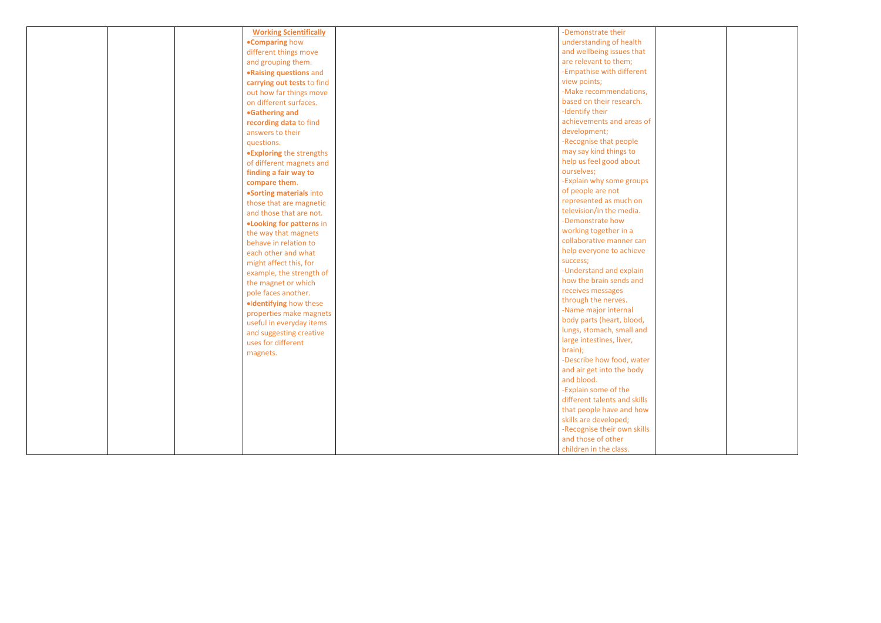|  |  |  | **Working Scientifically**<br>•**Comparing** how different things move and grouping them.<br>•**Raising questions** and **carrying out tests** to find out how far things move on different surfaces.<br>•**Gathering and recording data** to find answers to their questions.<br>•**Exploring** the strengths of different magnets and **finding a fair way to compare them**.<br>•**Sorting materials** into those that are magnetic and those that are not.<br>•**Looking for patterns** in the way that magnets behave in relation to each other and what might affect this, for example, the strength of the magnet or which pole faces another.<br>•**Identifying** how these properties make magnets useful in everyday items and suggesting creative uses for different magnets. |  | -Demonstrate their understanding of health and wellbeing issues that are relevant to them;<br>-Empathise with different view points;<br>-Make recommendations, based on their research.<br>-Identify their achievements and areas of development;<br>-Recognise that people may say kind things to help us feel good about ourselves;<br>-Explain why some groups of people are not represented as much on television/in the media.<br>-Demonstrate how working together in a collaborative manner can help everyone to achieve success;<br>-Understand and explain how the brain sends and receives messages through the nerves.<br>-Name major internal body parts (heart, blood, lungs, stomach, small and large intestines, liver, brain);<br>-Describe how food, water and air get into the body and blood.<br>-Explain some of the different talents and skills that people have and how skills are developed;<br>-Recognise their own skills and those of other children in the class. |  |  |
|---|---|---|---|---|---|---|---|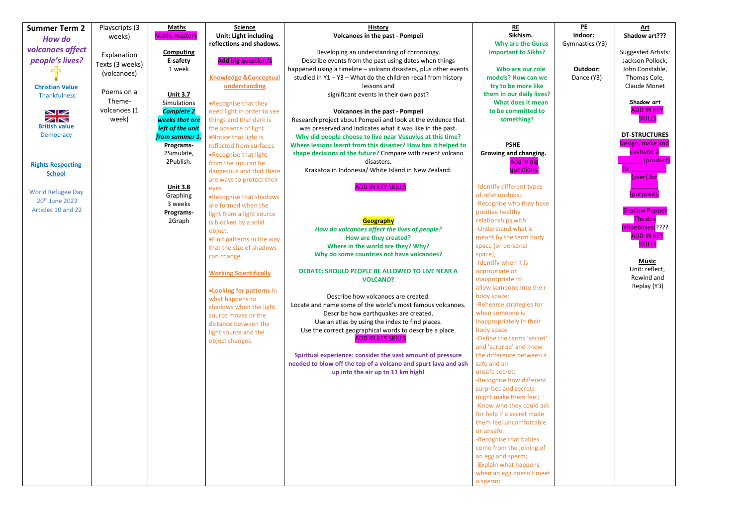| Summer Term 2 | Playscripts (3 weeks) | **Maths** | **Science** | **History** | **RE** | **PE** | **Art** |
|---|---|---|---|---|---|---|---|
| ***How do volcanoes affect people's lives?***<br><br>**Christian Value**<br>Thankfulness<br><br>**British value**<br>Democracy<br><br>**Rights Respecting School**<br><br>World Refugee Day<br>20th June 2022<br>Articles 10 and 22 | Explanation Texts (3 weeks) (volcanoes)<br><br>Poems on a Theme- volcanoes (1 week) | Maths mastery<br><br>**Computing**<br>**E-safety**<br>1 week<br><br>**Unit 3.7**<br>Simulations<br>***Complete 2 weeks that are left of the unit from summer 1.***<br>**Programs-**<br>2Simulate, 2Publish.<br><br>**Unit 3.8**<br>Graphing<br>3 weeks<br>**Programs-**<br>2Graph | **Unit: Light including reflections and shadows.**<br><br>**Add big question/s**<br><br>**Knowledge &Conceptual understanding**<br><br>•Recognise that they need light in order to see things and that dark is the absence of light<br>•Notice that light is reflected from surfaces<br>•Recognise that light from the sun can be dangerous and that there are ways to protect their eyes<br>•Recognise that shadows are formed when the light from a light source is blocked by a solid object.<br>•Find patterns in the way that the size of shadows can change.<br><br>**Working Scientifically**<br><br>•**Looking for patterns** in what happens to shadows when the light source moves or the distance between the light source and the object changes. | **Volcanoes in the past - Pompeii**<br><br>Developing an understanding of chronology.<br>Describe events from the past using dates when things happened using a timeline – volcano disasters, plus other events studied in Y1 – Y3 – What do the children recall from history lessons and significant events in their own past?<br><br>**Volcanoes in the past - Pompeii**<br>Research project about Pompeii and look at the evidence that was preserved and indicates what it was like in the past.<br>**Why did people choose to live near Vesuvius at this time?**<br>**Where lessons learnt from this disaster? How has it helped to shape decisions of the future?** Compare with recent volcano disasters.<br>Krakatoa in Indonesia/ White Island in New Zealand.<br><br>ADD IN KEY SKILLS<br><br>**Geography**<br>***How do volcanoes affect the lives of people?***<br>**How are they created?**<br>**Where in the world are they? Why?**<br>**Why do some countries not have volcanoes?**<br><br>**DEBATE: SHOULD PEOPLE BE ALLOWED TO LIVE NEAR A VOLCANO?**<br><br>Describe how volcanoes are created.<br>Locate and name some of the world's most famous volcanoes.<br>Describe how earthquakes are created.<br>Use an atlas by using the index to find places.<br>Use the correct geographical words to describe a place.<br>ADD IN KEY SKILLS<br><br>**Spiritual experience: consider the vast amount of pressure needed to blow off the top of a volcano and spurt lava and ash up into the air up to 11 km high!** | **Sikhism.**<br>**Why are the Gurus important to Sikhs?**<br><br>**Who are our role models? How can we try to be more like them in our daily lives? What does it mean to be committed to something?**<br><br>**PSHE**<br>**Growing and changing.**<br>Add in big questions.<br><br>-Identify different types of relationships;<br>-Recognise who they have positive healthy relationships with<br>-Understand what is meant by the term body space (or personal space);<br>-Identify when it is appropriate or inappropriate to allow someone into their body space;<br>-Rehearse strategies for when someone is inappropriately in their body space<br>-Define the terms 'secret' and 'surprise' and know the difference between a safe and an unsafe secret;<br>-Recognise how different surprises and secrets might make them feel;<br>-Know who they could ask for help if a secret made them feel uncomfortable or unsafe.<br>-Recognise that babies come from the joining of an egg and sperm;<br>-Explain what happens when an egg doesn't meet a sperm; | **Indoor:**<br>Gymnastics (Y3)<br><br>**Outdoor:**<br>Dance (Y3) | **Shadow art???**<br><br>Suggested Artists: Jackson Pollock, John Constable, Thomas Cole, Claude Monet<br><br>**Shadow art**<br>ADD IN KEY SKILLS<br><br>**DT-STRUCTURES**<br>Design, make and evaluate a _______ (product) for ___________ (user) for _________ (purpose).<br><br>Shadow Puppet Theatre (shoeboxes)????<br>ADD IN KEY SKILLS<br><br>**Music**<br>Unit: reflect, Rewind and Replay (Y3) |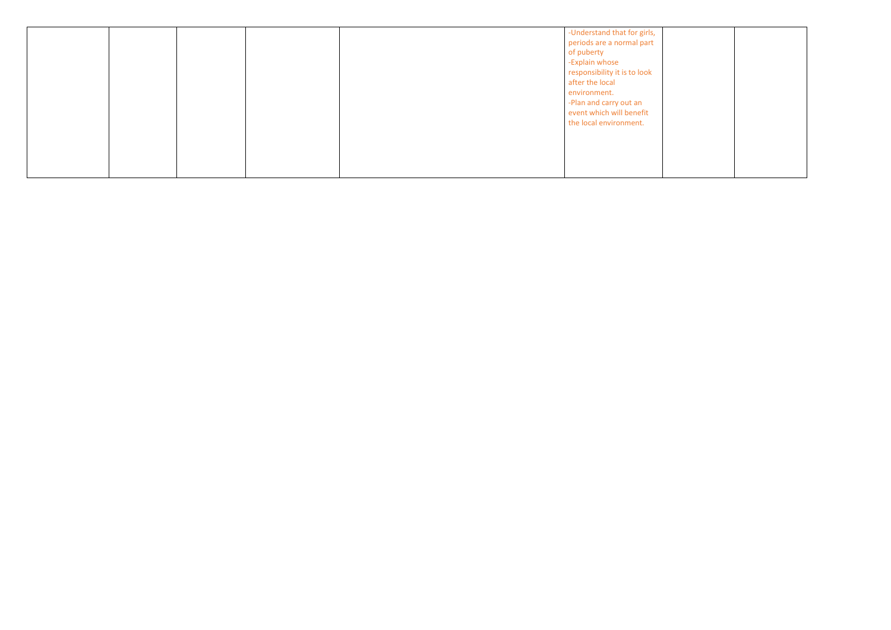| | | | | | | | |
|---|---|---|---|---|---|---|---|
| | | | | | -Understand that for girls, periods are a normal part of puberty<br>-Explain whose responsibility it is to look after the local environment.<br>-Plan and carry out an event which will benefit the local environment. | | |